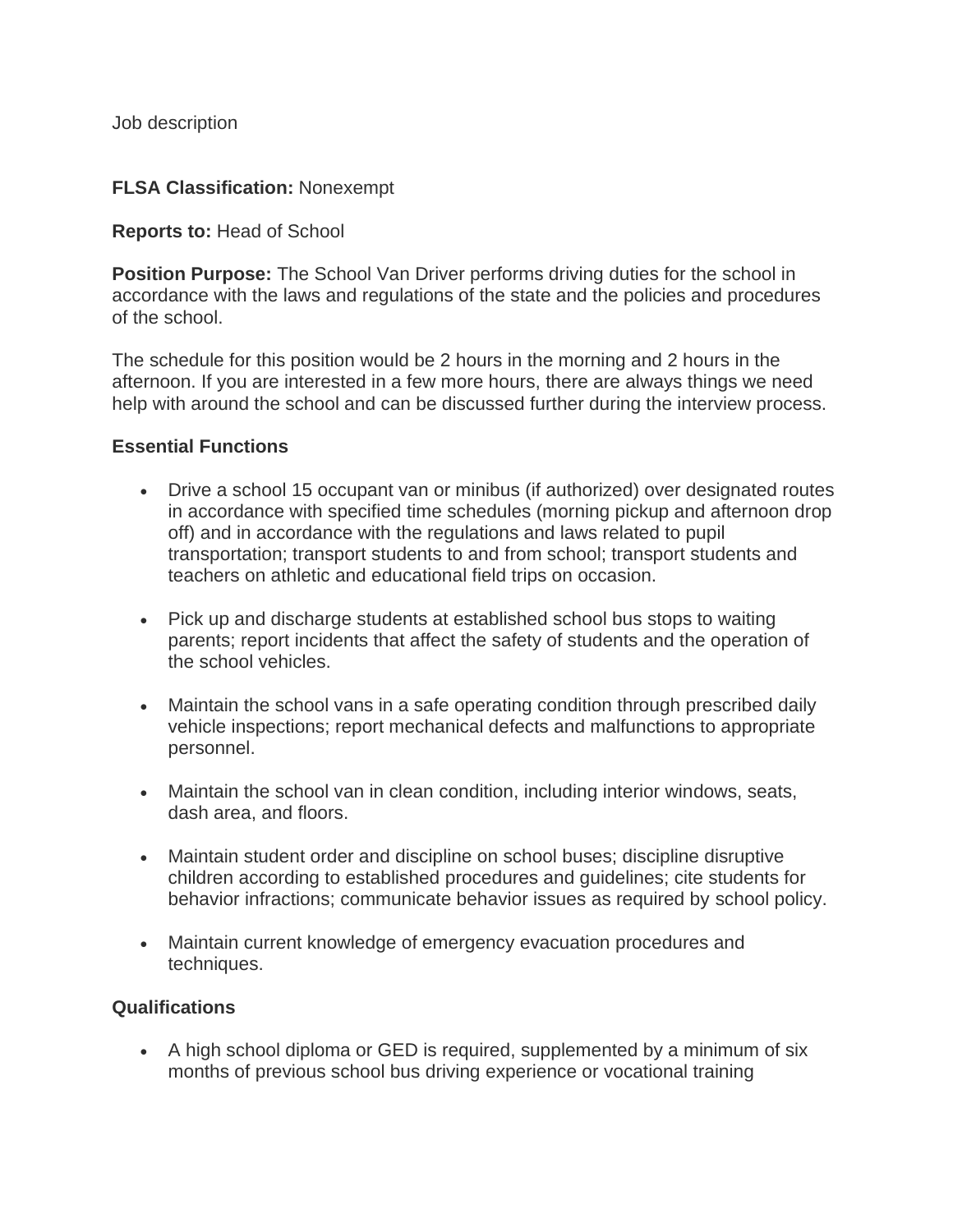Job description

**FLSA Classification:** Nonexempt

**Reports to:** Head of School

**Position Purpose:** The School Van Driver performs driving duties for the school in accordance with the laws and regulations of the state and the policies and procedures of the school.

The schedule for this position would be 2 hours in the morning and 2 hours in the afternoon. If you are interested in a few more hours, there are always things we need help with around the school and can be discussed further during the interview process.

**Essential Functions**

- Drive a school 15 occupant van or minibus (if authorized) over designated routes in accordance with specified time schedules (morning pickup and afternoon drop off) and in accordance with the regulations and laws related to pupil transportation; transport students to and from school; transport students and teachers on athletic and educational field trips on occasion.

- Pick up and discharge students at established school bus stops to waiting parents; report incidents that affect the safety of students and the operation of the school vehicles.

- Maintain the school vans in a safe operating condition through prescribed daily vehicle inspections; report mechanical defects and malfunctions to appropriate personnel.

- Maintain the school van in clean condition, including interior windows, seats, dash area, and floors.

- Maintain student order and discipline on school buses; discipline disruptive children according to established procedures and guidelines; cite students for behavior infractions; communicate behavior issues as required by school policy.

- Maintain current knowledge of emergency evacuation procedures and techniques.

**Qualifications**

- A high school diploma or GED is required, supplemented by a minimum of six months of previous school bus driving experience or vocational training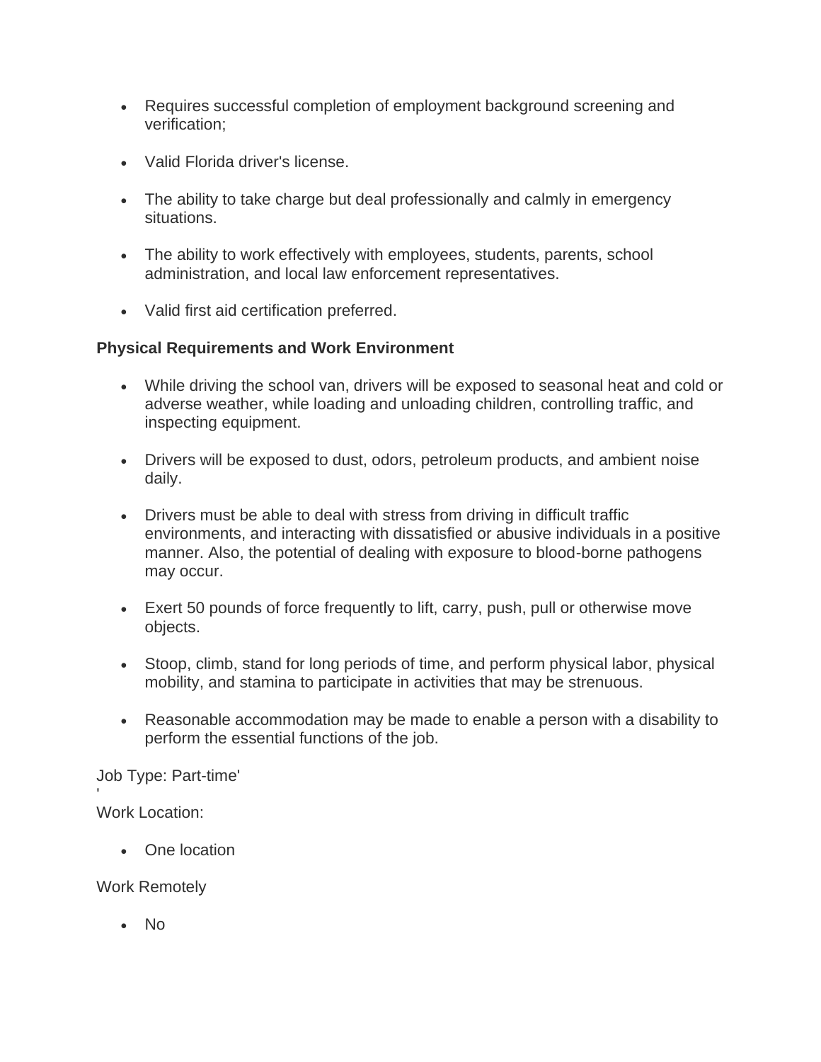- Requires successful completion of employment background screening and verification;
- Valid Florida driver's license.
- The ability to take charge but deal professionally and calmly in emergency situations.
- The ability to work effectively with employees, students, parents, school administration, and local law enforcement representatives.
- Valid first aid certification preferred.

**Physical Requirements and Work Environment**

- While driving the school van, drivers will be exposed to seasonal heat and cold or adverse weather, while loading and unloading children, controlling traffic, and inspecting equipment.
- Drivers will be exposed to dust, odors, petroleum products, and ambient noise daily.
- Drivers must be able to deal with stress from driving in difficult traffic environments, and interacting with dissatisfied or abusive individuals in a positive manner. Also, the potential of dealing with exposure to blood-borne pathogens may occur.
- Exert 50 pounds of force frequently to lift, carry, push, pull or otherwise move objects.
- Stoop, climb, stand for long periods of time, and perform physical labor, physical mobility, and stamina to participate in activities that may be strenuous.
- Reasonable accommodation may be made to enable a person with a disability to perform the essential functions of the job.

Job Type: Part-time'

'

Work Location:

- One location

Work Remotely

- No